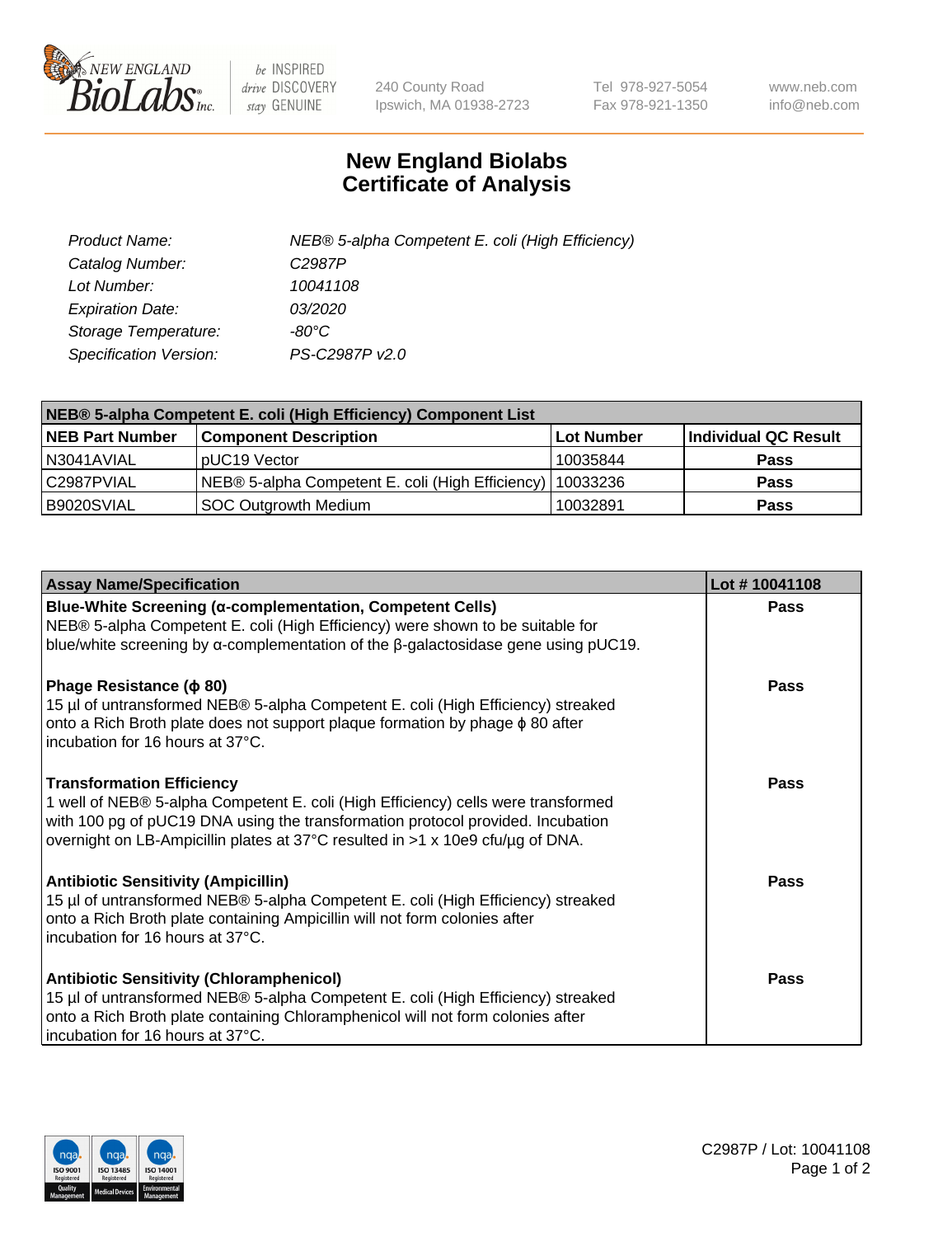NEW ENGLAND BioLabs Inc. — be INSPIRED drive DISCOVERY stay GENUINE

240 County Road
Ipswich, MA 01938-2723

Tel 978-927-5054
Fax 978-921-1350

www.neb.com
info@neb.com

# New England Biolabs
# Certificate of Analysis

| | |
|---|---|
| *Product Name:* | *NEB® 5-alpha Competent E. coli (High Efficiency)* |
| *Catalog Number:* | *C2987P* |
| *Lot Number:* | *10041108* |
| *Expiration Date:* | *03/2020* |
| *Storage Temperature:* | *-80°C* |
| *Specification Version:* | *PS-C2987P v2.0* |

| **NEB® 5-alpha Competent E. coli (High Efficiency) Component List** | | | |
|---|---|---|---|
| **NEB Part Number** | **Component Description** | **Lot Number** | **Individual QC Result** |
| N3041AVIAL | pUC19 Vector | 10035844 | **Pass** |
| C2987PVIAL | NEB® 5-alpha Competent E. coli (High Efficiency) | 10033236 | **Pass** |
| B9020SVIAL | SOC Outgrowth Medium | 10032891 | **Pass** |

| **Assay Name/Specification** | **Lot # 10041108** |
|---|---|
| **Blue-White Screening (α-complementation, Competent Cells)**<br>NEB® 5-alpha Competent E. coli (High Efficiency) were shown to be suitable for blue/white screening by α-complementation of the β-galactosidase gene using pUC19. | **Pass** |
| **Phage Resistance (ϕ 80)**<br>15 µl of untransformed NEB® 5-alpha Competent E. coli (High Efficiency) streaked onto a Rich Broth plate does not support plaque formation by phage ϕ 80 after incubation for 16 hours at 37°C. | **Pass** |
| **Transformation Efficiency**<br>1 well of NEB® 5-alpha Competent E. coli (High Efficiency) cells were transformed with 100 pg of pUC19 DNA using the transformation protocol provided. Incubation overnight on LB-Ampicillin plates at 37°C resulted in >1 x 10e9 cfu/µg of DNA. | **Pass** |
| **Antibiotic Sensitivity (Ampicillin)**<br>15 µl of untransformed NEB® 5-alpha Competent E. coli (High Efficiency) streaked onto a Rich Broth plate containing Ampicillin will not form colonies after incubation for 16 hours at 37°C. | **Pass** |
| **Antibiotic Sensitivity (Chloramphenicol)**<br>15 µl of untransformed NEB® 5-alpha Competent E. coli (High Efficiency) streaked onto a Rich Broth plate containing Chloramphenicol will not form colonies after incubation for 16 hours at 37°C. | **Pass** |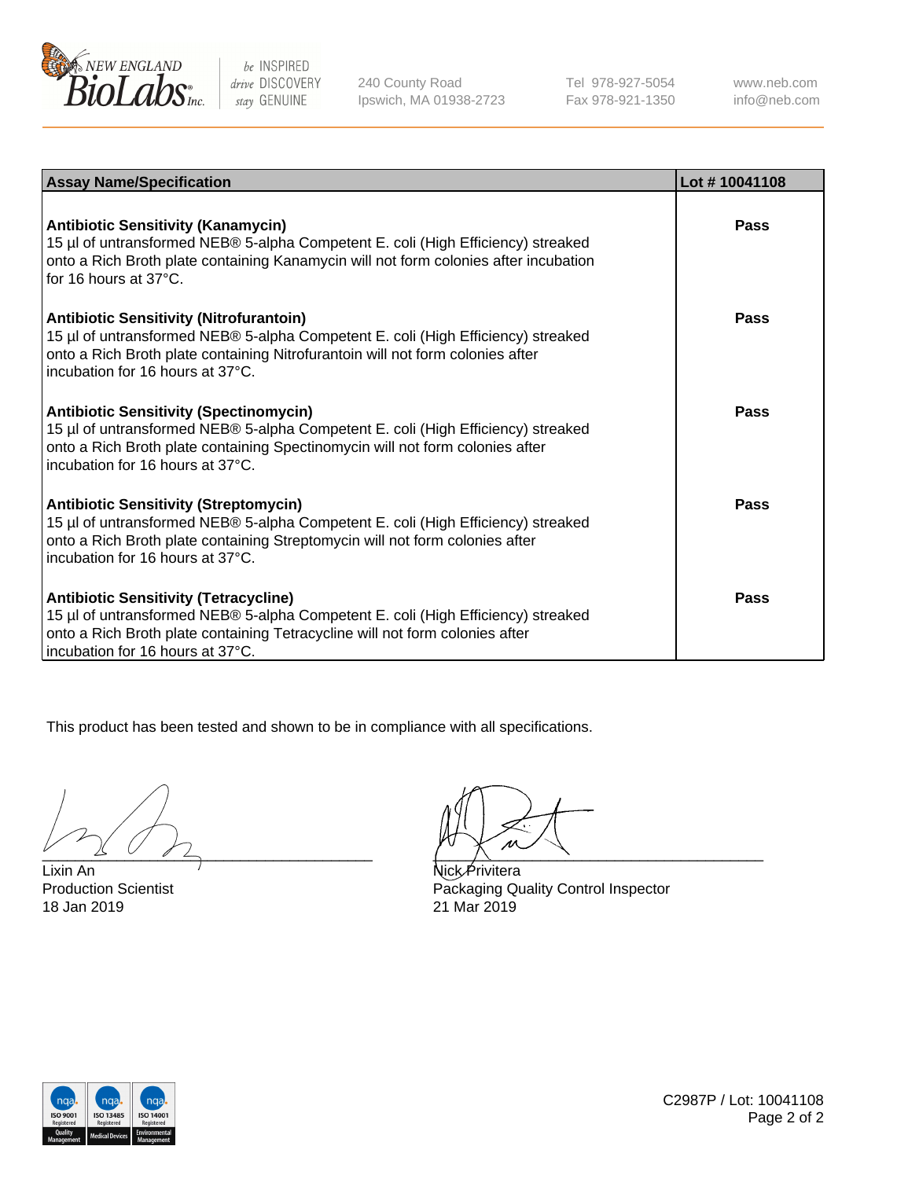| Assay Name/Specification | Lot # 10041108 |
|---|---|
| **Antibiotic Sensitivity (Kanamycin)**<br>15 µl of untransformed NEB® 5-alpha Competent E. coli (High Efficiency) streaked onto a Rich Broth plate containing Kanamycin will not form colonies after incubation for 16 hours at 37°C. | **Pass** |
| **Antibiotic Sensitivity (Nitrofurantoin)**<br>15 µl of untransformed NEB® 5-alpha Competent E. coli (High Efficiency) streaked onto a Rich Broth plate containing Nitrofurantoin will not form colonies after incubation for 16 hours at 37°C. | **Pass** |
| **Antibiotic Sensitivity (Spectinomycin)**<br>15 µl of untransformed NEB® 5-alpha Competent E. coli (High Efficiency) streaked onto a Rich Broth plate containing Spectinomycin will not form colonies after incubation for 16 hours at 37°C. | **Pass** |
| **Antibiotic Sensitivity (Streptomycin)**<br>15 µl of untransformed NEB® 5-alpha Competent E. coli (High Efficiency) streaked onto a Rich Broth plate containing Streptomycin will not form colonies after incubation for 16 hours at 37°C. | **Pass** |
| **Antibiotic Sensitivity (Tetracycline)**<br>15 µl of untransformed NEB® 5-alpha Competent E. coli (High Efficiency) streaked onto a Rich Broth plate containing Tetracycline will not form colonies after incubation for 16 hours at 37°C. | **Pass** |

This product has been tested and shown to be in compliance with all specifications.

Lixin An
Production Scientist
18 Jan 2019

Nick Privitera
Packaging Quality Control Inspector
21 Mar 2019